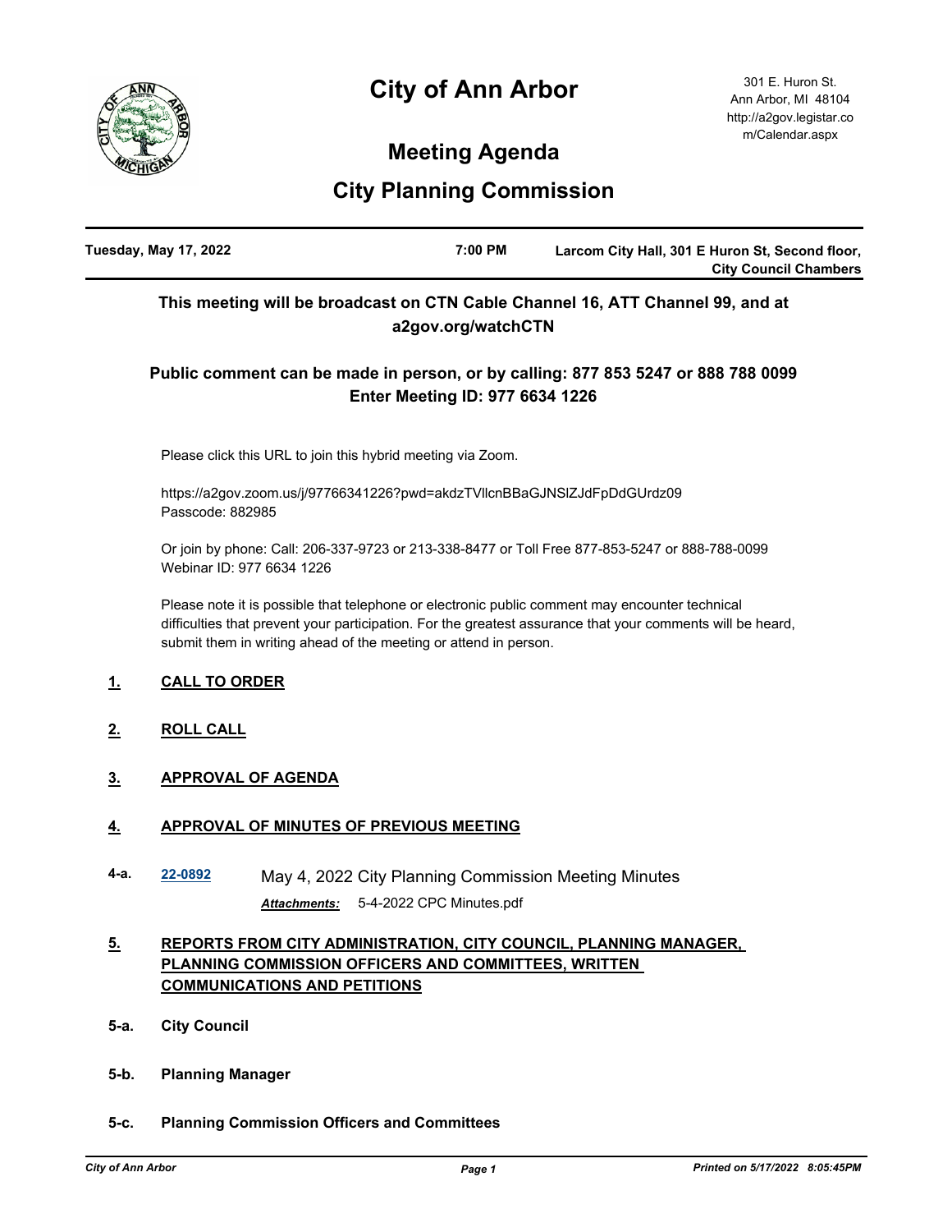# City of Ann Arbor

301 E. Huron St.
Ann Arbor, MI 48104
http://a2gov.legistar.com/Calendar.aspx

## Meeting Agenda

## City Planning Commission

| Tuesday, May 17, 2022 | 7:00 PM | Larcom City Hall, 301 E Huron St, Second floor, City Council Chambers |
|---|---|---|

**This meeting will be broadcast on CTN Cable Channel 16, ATT Channel 99, and at a2gov.org/watchCTN**

**Public comment can be made in person, or by calling: 877 853 5247 or 888 788 0099 Enter Meeting ID: 977 6634 1226**

Please click this URL to join this hybrid meeting via Zoom.

https://a2gov.zoom.us/j/97766341226?pwd=akdzTVllcnBBaGJNSlZJdFpDdGUrdz09
Passcode: 882985

Or join by phone: Call: 206-337-9723 or 213-338-8477 or Toll Free 877-853-5247 or 888-788-0099
Webinar ID: 977 6634 1226

Please note it is possible that telephone or electronic public comment may encounter technical difficulties that prevent your participation. For the greatest assurance that your comments will be heard, submit them in writing ahead of the meeting or attend in person.

**1. CALL TO ORDER**

**2. ROLL CALL**

**3. APPROVAL OF AGENDA**

**4. APPROVAL OF MINUTES OF PREVIOUS MEETING**

**4-a.** 22-0892 May 4, 2022 City Planning Commission Meeting Minutes

*Attachments:* 5-4-2022 CPC Minutes.pdf

**5. REPORTS FROM CITY ADMINISTRATION, CITY COUNCIL, PLANNING MANAGER, PLANNING COMMISSION OFFICERS AND COMMITTEES, WRITTEN COMMUNICATIONS AND PETITIONS**

**5-a. City Council**

**5-b. Planning Manager**

**5-c. Planning Commission Officers and Committees**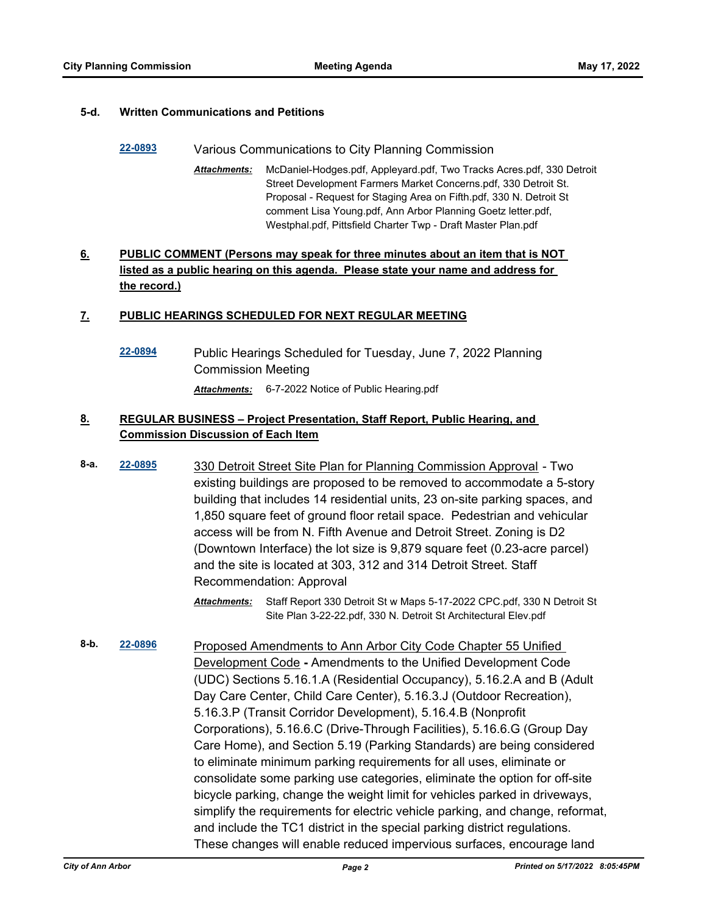**5-d. Written Communications and Petitions**

**22-0893** Various Communications to City Planning Commission

*Attachments:* McDaniel-Hodges.pdf, Appleyard.pdf, Two Tracks Acres.pdf, 330 Detroit Street Development Farmers Market Concerns.pdf, 330 Detroit St. Proposal - Request for Staging Area on Fifth.pdf, 330 N. Detroit St comment Lisa Young.pdf, Ann Arbor Planning Goetz letter.pdf, Westphal.pdf, Pittsfield Charter Twp - Draft Master Plan.pdf

## 6. PUBLIC COMMENT (Persons may speak for three minutes about an item that is NOT listed as a public hearing on this agenda. Please state your name and address for the record.)

## 7. PUBLIC HEARINGS SCHEDULED FOR NEXT REGULAR MEETING

**22-0894** Public Hearings Scheduled for Tuesday, June 7, 2022 Planning Commission Meeting

*Attachments:* 6-7-2022 Notice of Public Hearing.pdf

## 8. REGULAR BUSINESS – Project Presentation, Staff Report, Public Hearing, and Commission Discussion of Each Item

**8-a. 22-0895** 330 Detroit Street Site Plan for Planning Commission Approval - Two existing buildings are proposed to be removed to accommodate a 5-story building that includes 14 residential units, 23 on-site parking spaces, and 1,850 square feet of ground floor retail space. Pedestrian and vehicular access will be from N. Fifth Avenue and Detroit Street. Zoning is D2 (Downtown Interface) the lot size is 9,879 square feet (0.23-acre parcel) and the site is located at 303, 312 and 314 Detroit Street. Staff Recommendation: Approval

*Attachments:* Staff Report 330 Detroit St w Maps 5-17-2022 CPC.pdf, 330 N Detroit St Site Plan 3-22-22.pdf, 330 N. Detroit St Architectural Elev.pdf

**8-b. 22-0896** Proposed Amendments to Ann Arbor City Code Chapter 55 Unified Development Code **-** Amendments to the Unified Development Code (UDC) Sections 5.16.1.A (Residential Occupancy), 5.16.2.A and B (Adult Day Care Center, Child Care Center), 5.16.3.J (Outdoor Recreation), 5.16.3.P (Transit Corridor Development), 5.16.4.B (Nonprofit Corporations), 5.16.6.C (Drive-Through Facilities), 5.16.6.G (Group Day Care Home), and Section 5.19 (Parking Standards) are being considered to eliminate minimum parking requirements for all uses, eliminate or consolidate some parking use categories, eliminate the option for off-site bicycle parking, change the weight limit for vehicles parked in driveways, simplify the requirements for electric vehicle parking, and change, reformat, and include the TC1 district in the special parking district regulations. These changes will enable reduced impervious surfaces, encourage land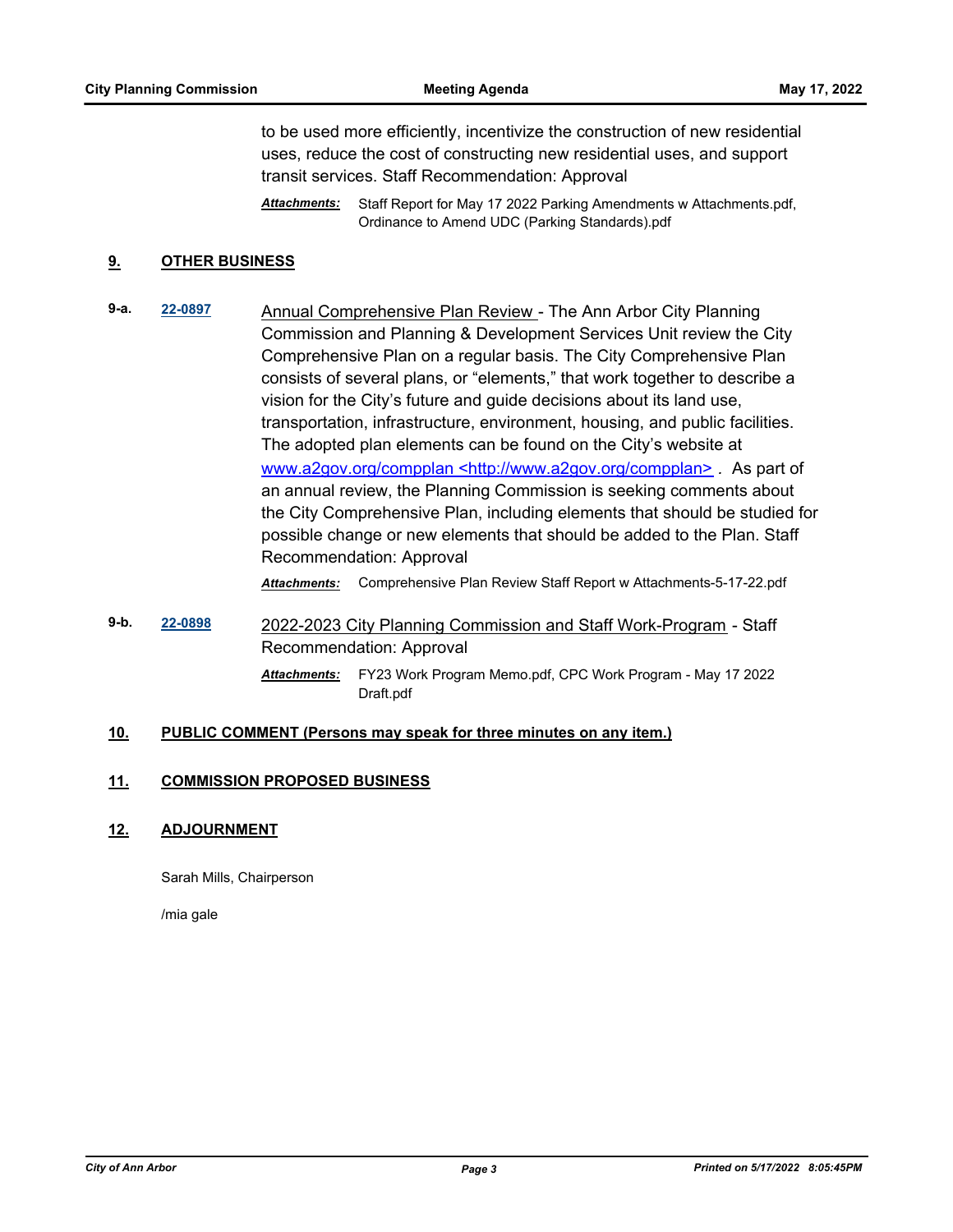to be used more efficiently, incentivize the construction of new residential uses, reduce the cost of constructing new residential uses, and support transit services. Staff Recommendation: Approval

***Attachments:*** Staff Report for May 17 2022 Parking Amendments w Attachments.pdf, Ordinance to Amend UDC (Parking Standards).pdf

## 9. OTHER BUSINESS

**9-a.** **22-0897** Annual Comprehensive Plan Review - The Ann Arbor City Planning Commission and Planning & Development Services Unit review the City Comprehensive Plan on a regular basis. The City Comprehensive Plan consists of several plans, or "elements," that work together to describe a vision for the City's future and guide decisions about its land use, transportation, infrastructure, environment, housing, and public facilities. The adopted plan elements can be found on the City's website at www.a2gov.org/compplan <http://www.a2gov.org/compplan> . As part of an annual review, the Planning Commission is seeking comments about the City Comprehensive Plan, including elements that should be studied for possible change or new elements that should be added to the Plan. Staff Recommendation: Approval

***Attachments:*** Comprehensive Plan Review Staff Report w Attachments-5-17-22.pdf

**9-b.** **22-0898** 2022-2023 City Planning Commission and Staff Work-Program - Staff Recommendation: Approval

***Attachments:*** FY23 Work Program Memo.pdf, CPC Work Program - May 17 2022 Draft.pdf

## 10. PUBLIC COMMENT (Persons may speak for three minutes on any item.)

## 11. COMMISSION PROPOSED BUSINESS

## 12. ADJOURNMENT

Sarah Mills, Chairperson

/mia gale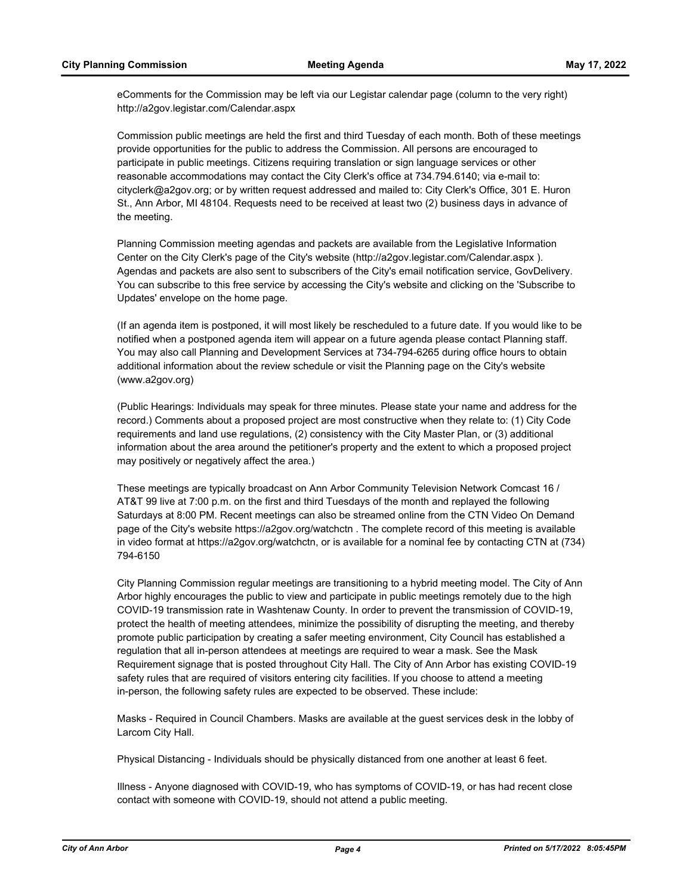eComments for the Commission may be left via our Legistar calendar page (column to the very right) http://a2gov.legistar.com/Calendar.aspx

Commission public meetings are held the first and third Tuesday of each month. Both of these meetings provide opportunities for the public to address the Commission. All persons are encouraged to participate in public meetings. Citizens requiring translation or sign language services or other reasonable accommodations may contact the City Clerk's office at 734.794.6140; via e-mail to: cityclerk@a2gov.org; or by written request addressed and mailed to: City Clerk's Office, 301 E. Huron St., Ann Arbor, MI 48104. Requests need to be received at least two (2) business days in advance of the meeting.

Planning Commission meeting agendas and packets are available from the Legislative Information Center on the City Clerk's page of the City's website (http://a2gov.legistar.com/Calendar.aspx ). Agendas and packets are also sent to subscribers of the City's email notification service, GovDelivery. You can subscribe to this free service by accessing the City's website and clicking on the 'Subscribe to Updates' envelope on the home page.

(If an agenda item is postponed, it will most likely be rescheduled to a future date. If you would like to be notified when a postponed agenda item will appear on a future agenda please contact Planning staff. You may also call Planning and Development Services at 734-794-6265 during office hours to obtain additional information about the review schedule or visit the Planning page on the City's website (www.a2gov.org)

(Public Hearings: Individuals may speak for three minutes. Please state your name and address for the record.) Comments about a proposed project are most constructive when they relate to: (1) City Code requirements and land use regulations, (2) consistency with the City Master Plan, or (3) additional information about the area around the petitioner's property and the extent to which a proposed project may positively or negatively affect the area.)

These meetings are typically broadcast on Ann Arbor Community Television Network Comcast 16 / AT&T 99 live at 7:00 p.m. on the first and third Tuesdays of the month and replayed the following Saturdays at 8:00 PM. Recent meetings can also be streamed online from the CTN Video On Demand page of the City's website https://a2gov.org/watchctn . The complete record of this meeting is available in video format at https://a2gov.org/watchctn, or is available for a nominal fee by contacting CTN at (734) 794-6150

City Planning Commission regular meetings are transitioning to a hybrid meeting model. The City of Ann Arbor highly encourages the public to view and participate in public meetings remotely due to the high COVID-19 transmission rate in Washtenaw County. In order to prevent the transmission of COVID-19, protect the health of meeting attendees, minimize the possibility of disrupting the meeting, and thereby promote public participation by creating a safer meeting environment, City Council has established a regulation that all in-person attendees at meetings are required to wear a mask. See the Mask Requirement signage that is posted throughout City Hall. The City of Ann Arbor has existing COVID-19 safety rules that are required of visitors entering city facilities. If you choose to attend a meeting in-person, the following safety rules are expected to be observed. These include:

Masks - Required in Council Chambers. Masks are available at the guest services desk in the lobby of Larcom City Hall.

Physical Distancing - Individuals should be physically distanced from one another at least 6 feet.

Illness - Anyone diagnosed with COVID-19, who has symptoms of COVID-19, or has had recent close contact with someone with COVID-19, should not attend a public meeting.